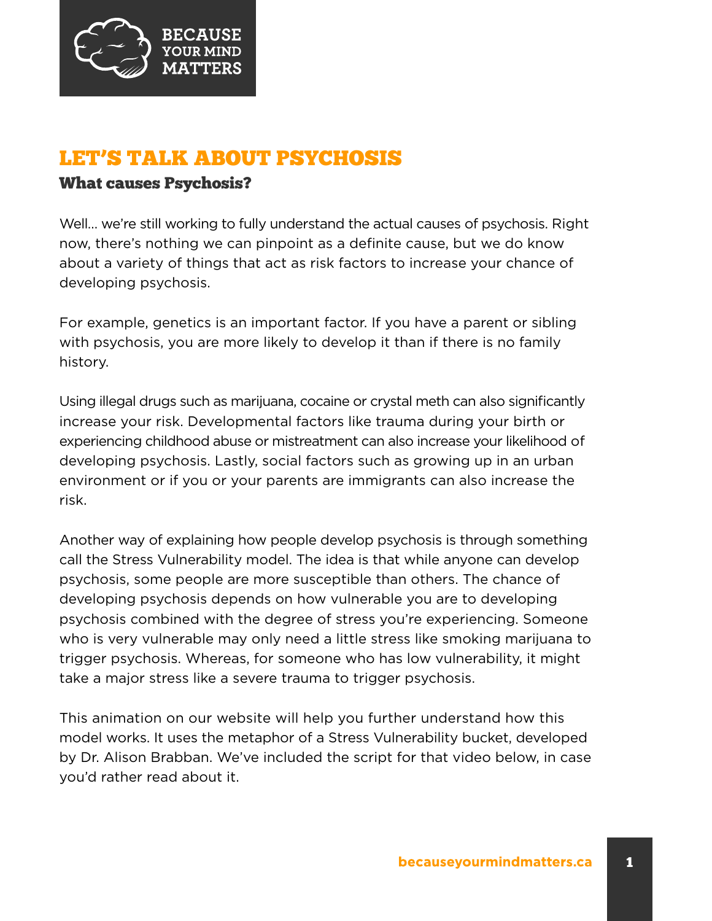# LET'S TALK ABOUT PSYCHOSIS

## What causes Psychosis?

Well… we're still working to fully understand the actual causes of psychosis. Right now, there's nothing we can pinpoint as a definite cause, but we do know about a variety of things that act as risk factors to increase your chance of developing psychosis.

For example, genetics is an important factor. If you have a parent or sibling with psychosis, you are more likely to develop it than if there is no family history.

Using illegal drugs such as marijuana, cocaine or crystal meth can also significantly increase your risk. Developmental factors like trauma during your birth or experiencing childhood abuse or mistreatment can also increase your likelihood of developing psychosis. Lastly, social factors such as growing up in an urban environment or if you or your parents are immigrants can also increase the risk.

Another way of explaining how people develop psychosis is through something call the Stress Vulnerability model. The idea is that while anyone can develop psychosis, some people are more susceptible than others. The chance of developing psychosis depends on how vulnerable you are to developing psychosis combined with the degree of stress you're experiencing. Someone who is very vulnerable may only need a little stress like smoking marijuana to trigger psychosis. Whereas, for someone who has low vulnerability, it might take a major stress like a severe trauma to trigger psychosis.

This animation on our website will help you further understand how this model works. It uses the metaphor of a Stress Vulnerability bucket, developed by Dr. Alison Brabban. We've included the script for that video below, in case you'd rather read about it.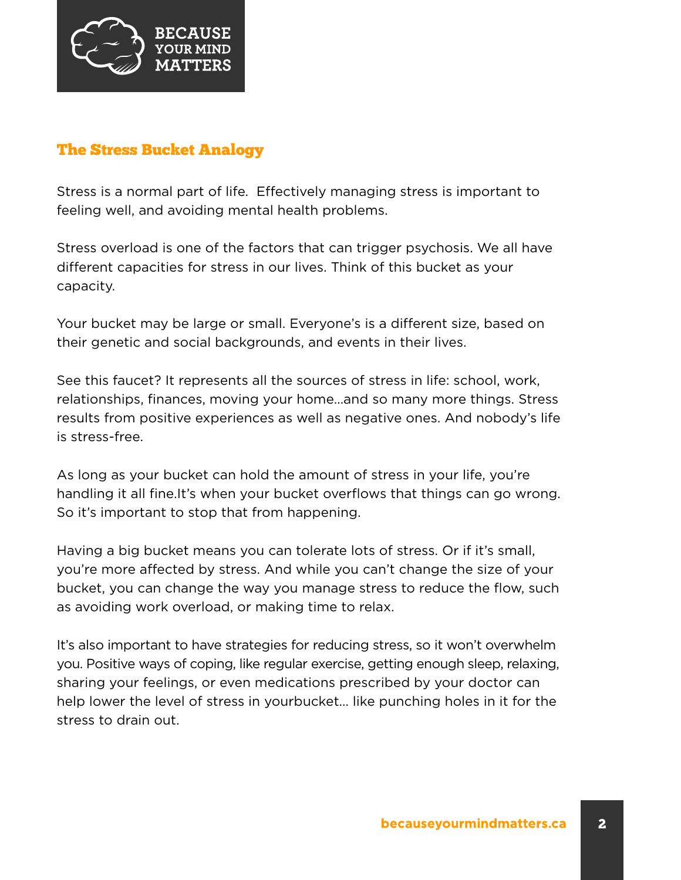## The Stress Bucket Analogy

Stress is a normal part of life. Effectively managing stress is important to feeling well, and avoiding mental health problems.

Stress overload is one of the factors that can trigger psychosis. We all have different capacities for stress in our lives. Think of this bucket as your capacity.

Your bucket may be large or small. Everyone's is a different size, based on their genetic and social backgrounds, and events in their lives.

See this faucet? It represents all the sources of stress in life: school, work, relationships, finances, moving your home...and so many more things. Stress results from positive experiences as well as negative ones. And nobody's life is stress-free.

As long as your bucket can hold the amount of stress in your life, you're handling it all fine.It's when your bucket overflows that things can go wrong. So it's important to stop that from happening.

Having a big bucket means you can tolerate lots of stress. Or if it's small, you're more affected by stress. And while you can't change the size of your bucket, you can change the way you manage stress to reduce the flow, such as avoiding work overload, or making time to relax.

It's also important to have strategies for reducing stress, so it won't overwhelm you. Positive ways of coping, like regular exercise, getting enough sleep, relaxing, sharing your feelings, or even medications prescribed by your doctor can help lower the level of stress in yourbucket... like punching holes in it for the stress to drain out.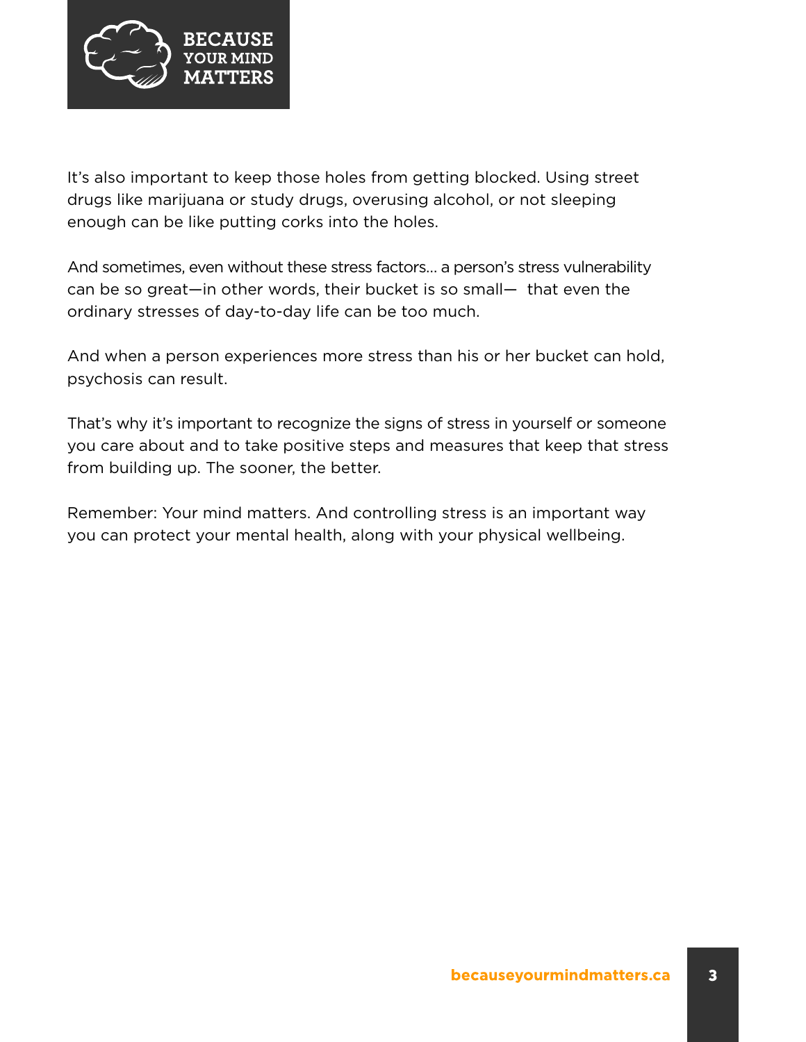It's also important to keep those holes from getting blocked. Using street drugs like marijuana or study drugs, overusing alcohol, or not sleeping enough can be like putting corks into the holes.

And sometimes, even without these stress factors... a person's stress vulnerability can be so great—in other words, their bucket is so small— that even the ordinary stresses of day-to-day life can be too much.

And when a person experiences more stress than his or her bucket can hold, psychosis can result.

That's why it's important to recognize the signs of stress in yourself or someone you care about and to take positive steps and measures that keep that stress from building up. The sooner, the better.

Remember: Your mind matters. And controlling stress is an important way you can protect your mental health, along with your physical wellbeing.